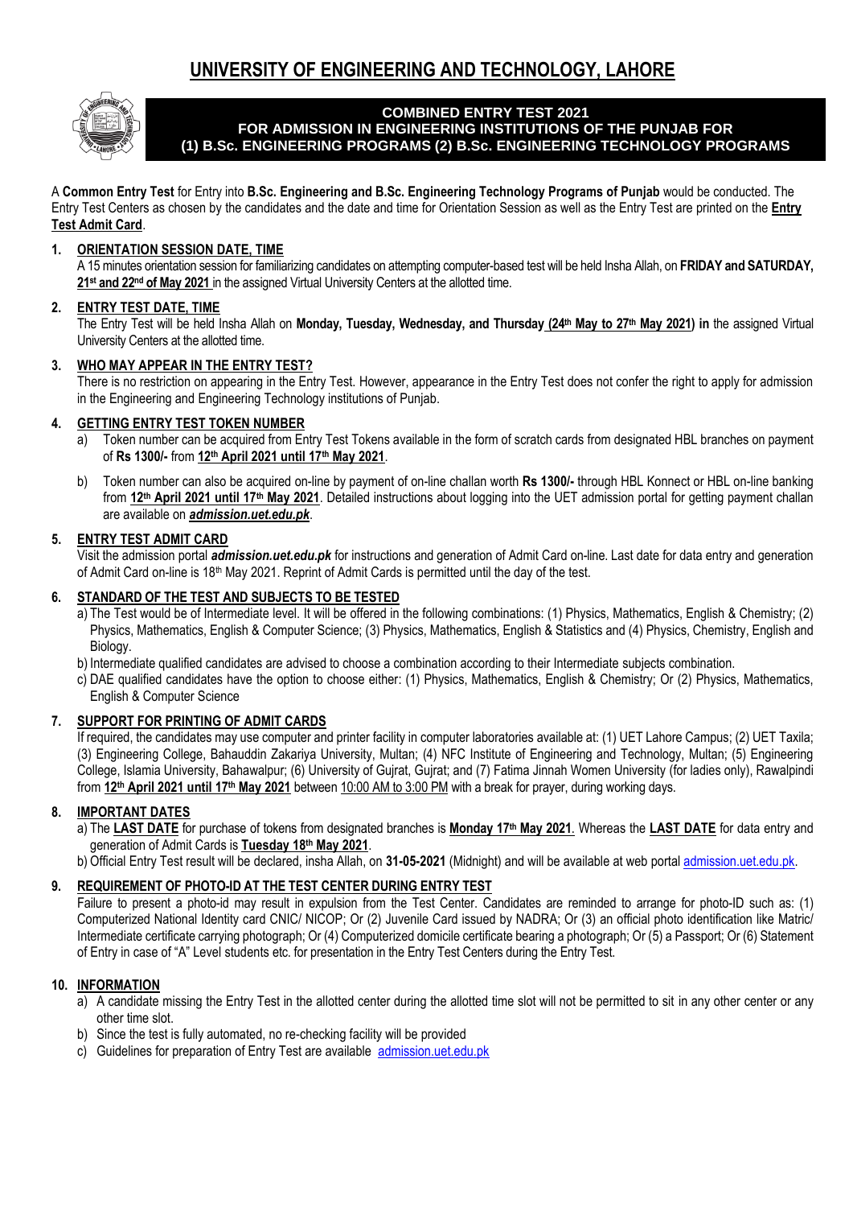# UNIVERSITY OF ENGINEERING AND TECHNOLOGY, LAHORE

**COMBINED ENTRY TEST 2021**
**FOR ADMISSION IN ENGINEERING INSTITUTIONS OF THE PUNJAB FOR**
**(1) B.Sc. ENGINEERING PROGRAMS (2) B.Sc. ENGINEERING TECHNOLOGY PROGRAMS**

A **Common Entry Test** for Entry into **B.Sc. Engineering and B.Sc. Engineering Technology Programs of Punjab** would be conducted. The Entry Test Centers as chosen by the candidates and the date and time for Orientation Session as well as the Entry Test are printed on the **Entry Test Admit Card**.

1. **ORIENTATION SESSION DATE, TIME**
   A 15 minutes orientation session for familiarizing candidates on attempting computer-based test will be held Insha Allah, on **FRIDAY and SATURDAY, 21st and 22nd of May 2021** in the assigned Virtual University Centers at the allotted time.

2. **ENTRY TEST DATE, TIME**
   The Entry Test will be held Insha Allah on **Monday, Tuesday, Wednesday, and Thursday (24th May to 27th May 2021) in** the assigned Virtual University Centers at the allotted time.

3. **WHO MAY APPEAR IN THE ENTRY TEST?**
   There is no restriction on appearing in the Entry Test. However, appearance in the Entry Test does not confer the right to apply for admission in the Engineering and Engineering Technology institutions of Punjab.

4. **GETTING ENTRY TEST TOKEN NUMBER**
   a) Token number can be acquired from Entry Test Tokens available in the form of scratch cards from designated HBL branches on payment of **Rs 1300/-** from **12th April 2021 until 17th May 2021**.
   b) Token number can also be acquired on-line by payment of on-line challan worth **Rs 1300/-** through HBL Konnect or HBL on-line banking from **12th April 2021 until 17th May 2021**. Detailed instructions about logging into the UET admission portal for getting payment challan are available on ***admission.uet.edu.pk***.

5. **ENTRY TEST ADMIT CARD**
   Visit the admission portal ***admission.uet.edu.pk*** for instructions and generation of Admit Card on-line. Last date for data entry and generation of Admit Card on-line is 18th May 2021. Reprint of Admit Cards is permitted until the day of the test.

6. **STANDARD OF THE TEST AND SUBJECTS TO BE TESTED**
   a) The Test would be of Intermediate level. It will be offered in the following combinations: (1) Physics, Mathematics, English & Chemistry; (2) Physics, Mathematics, English & Computer Science; (3) Physics, Mathematics, English & Statistics and (4) Physics, Chemistry, English and Biology.
   b) Intermediate qualified candidates are advised to choose a combination according to their Intermediate subjects combination.
   c) DAE qualified candidates have the option to choose either: (1) Physics, Mathematics, English & Chemistry; Or (2) Physics, Mathematics, English & Computer Science

7. **SUPPORT FOR PRINTING OF ADMIT CARDS**
   If required, the candidates may use computer and printer facility in computer laboratories available at: (1) UET Lahore Campus; (2) UET Taxila; (3) Engineering College, Bahauddin Zakariya University, Multan; (4) NFC Institute of Engineering and Technology, Multan; (5) Engineering College, Islamia University, Bahawalpur; (6) University of Gujrat, Gujrat; and (7) Fatima Jinnah Women University (for ladies only), Rawalpindi from **12th April 2021 until 17th May 2021** between 10:00 AM to 3:00 PM with a break for prayer, during working days.

8. **IMPORTANT DATES**
   a) The **LAST DATE** for purchase of tokens from designated branches is **Monday 17th May 2021**. Whereas the **LAST DATE** for data entry and generation of Admit Cards is **Tuesday 18th May 2021**.
   b) Official Entry Test result will be declared, insha Allah, on **31-05-2021** (Midnight) and will be available at web portal admission.uet.edu.pk.

9. **REQUIREMENT OF PHOTO-ID AT THE TEST CENTER DURING ENTRY TEST**
   Failure to present a photo-id may result in expulsion from the Test Center. Candidates are reminded to arrange for photo-ID such as: (1) Computerized National Identity card CNIC/ NICOP; Or (2) Juvenile Card issued by NADRA; Or (3) an official photo identification like Matric/ Intermediate certificate carrying photograph; Or (4) Computerized domicile certificate bearing a photograph; Or (5) a Passport; Or (6) Statement of Entry in case of "A" Level students etc. for presentation in the Entry Test Centers during the Entry Test.

10. **INFORMATION**
    a) A candidate missing the Entry Test in the allotted center during the allotted time slot will not be permitted to sit in any other center or any other time slot.
    b) Since the test is fully automated, no re-checking facility will be provided
    c) Guidelines for preparation of Entry Test are available admission.uet.edu.pk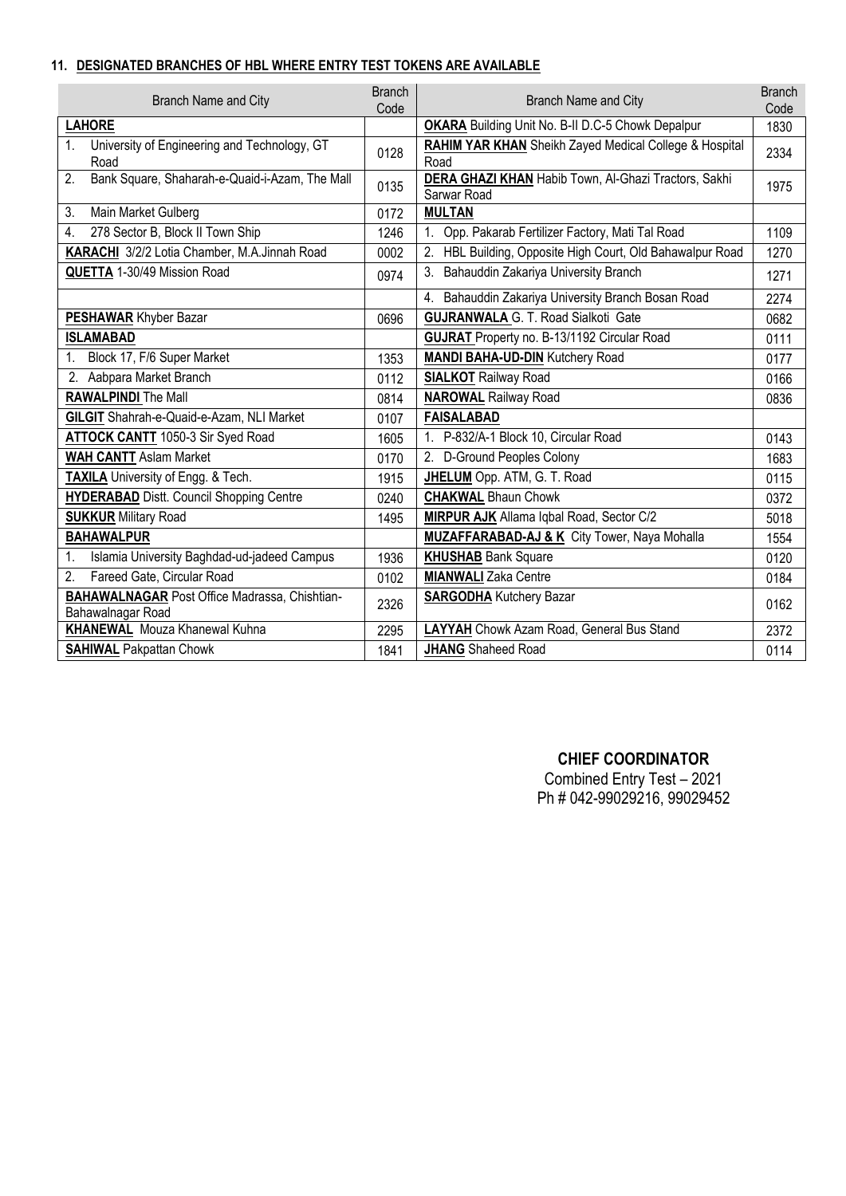**11. DESIGNATED BRANCHES OF HBL WHERE ENTRY TEST TOKENS ARE AVAILABLE**

| Branch Name and City | Branch Code | Branch Name and City | Branch Code |
|---|---|---|---|
| **LAHORE** | | **OKARA** Building Unit No. B-II D.C-5 Chowk Depalpur | 1830 |
| 1. University of Engineering and Technology, GT Road | 0128 | **RAHIM YAR KHAN** Sheikh Zayed Medical College & Hospital Road | 2334 |
| 2. Bank Square, Shaharah-e-Quaid-i-Azam, The Mall | 0135 | **DERA GHAZI KHAN** Habib Town, Al-Ghazi Tractors, Sakhi Sarwar Road | 1975 |
| 3. Main Market Gulberg | 0172 | **MULTAN** | |
| 4. 278 Sector B, Block II Town Ship | 1246 | 1. Opp. Pakarab Fertilizer Factory, Mati Tal Road | 1109 |
| **KARACHI** 3/2/2 Lotia Chamber, M.A.Jinnah Road | 0002 | 2. HBL Building, Opposite High Court, Old Bahawalpur Road | 1270 |
| **QUETTA** 1-30/49 Mission Road | 0974 | 3. Bahauddin Zakariya University Branch | 1271 |
| | | 4. Bahauddin Zakariya University Branch Bosan Road | 2274 |
| **PESHAWAR** Khyber Bazar | 0696 | **GUJRANWALA** G. T. Road Sialkoti Gate | 0682 |
| **ISLAMABAD** | | **GUJRAT** Property no. B-13/1192 Circular Road | 0111 |
| 1. Block 17, F/6 Super Market | 1353 | **MANDI BAHA-UD-DIN** Kutchery Road | 0177 |
| 2. Aabpara Market Branch | 0112 | **SIALKOT** Railway Road | 0166 |
| **RAWALPINDI** The Mall | 0814 | **NAROWAL** Railway Road | 0836 |
| **GILGIT** Shahrah-e-Quaid-e-Azam, NLI Market | 0107 | **FAISALABAD** | |
| **ATTOCK CANTT** 1050-3 Sir Syed Road | 1605 | 1. P-832/A-1 Block 10, Circular Road | 0143 |
| **WAH CANTT** Aslam Market | 0170 | 2. D-Ground Peoples Colony | 1683 |
| **TAXILA** University of Engg. & Tech. | 1915 | **JHELUM** Opp. ATM, G. T. Road | 0115 |
| **HYDERABAD** Distt. Council Shopping Centre | 0240 | **CHAKWAL** Bhaun Chowk | 0372 |
| **SUKKUR** Military Road | 1495 | **MIRPUR AJK** Allama Iqbal Road, Sector C/2 | 5018 |
| **BAHAWALPUR** | | **MUZAFFARABAD-AJ & K** City Tower, Naya Mohalla | 1554 |
| 1. Islamia University Baghdad-ud-jadeed Campus | 1936 | **KHUSHAB** Bank Square | 0120 |
| 2. Fareed Gate, Circular Road | 0102 | **MIANWALI** Zaka Centre | 0184 |
| **BAHAWALNAGAR** Post Office Madrassa, Chishtian-Bahawalnagar Road | 2326 | **SARGODHA** Kutchery Bazar | 0162 |
| **KHANEWAL** Mouza Khanewal Kuhna | 2295 | **LAYYAH** Chowk Azam Road, General Bus Stand | 2372 |
| **SAHIWAL** Pakpattan Chowk | 1841 | **JHANG** Shaheed Road | 0114 |

**CHIEF COORDINATOR**
Combined Entry Test – 2021
Ph # 042-99029216, 99029452